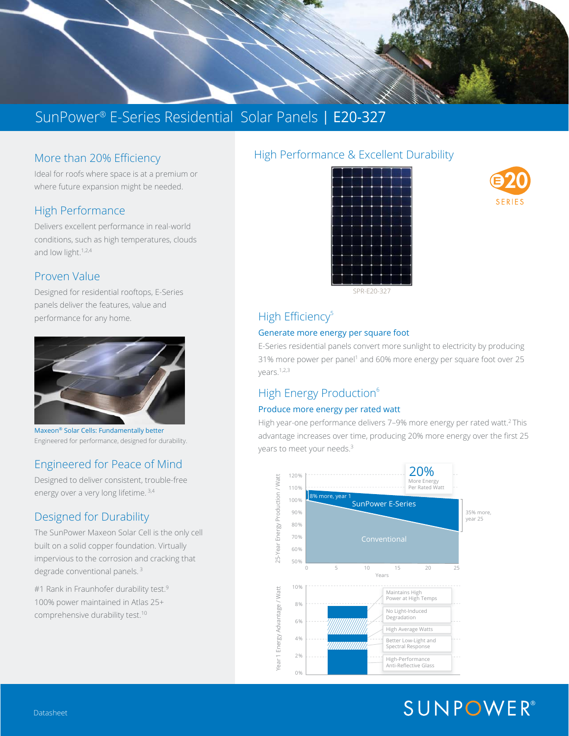# SunPower® E-Series Residential Solar Panels | E20-327

## More than 20% Efficiency

Ideal for roofs where space is at a premium or where future expansion might be needed.

## High Performance

Delivers excellent performance in real-world conditions, such as high temperatures, clouds and low light.[1,2,4]

## Proven Value

Designed for residential rooftops, E-Series panels deliver the features, value and performance for any home.

Maxeon® Solar Cells: Fundamentally better
Engineered for performance, designed for durability.

## Engineered for Peace of Mind

Designed to deliver consistent, trouble-free energy over a very long lifetime.[3,4]

## Designed for Durability

The SunPower Maxeon Solar Cell is the only cell built on a solid copper foundation. Virtually impervious to the corrosion and cracking that degrade conventional panels.[3]

#1 Rank in Fraunhofer durability test.[9]
100% power maintained in Atlas 25+ comprehensive durability test.[10]

## High Performance & Excellent Durability

SPR-E20-327

E20 SERIES

## High Efficiency[5]

### Generate more energy per square foot

E-Series residential panels convert more sunlight to electricity by producing 31% more power per panel[1] and 60% more energy per square foot over 25 years.[1,2,3]

## High Energy Production[6]

### Produce more energy per rated watt

High year-one performance delivers 7–9% more energy per rated watt.[2] This advantage increases over time, producing 20% more energy over the first 25 years to meet your needs.[3]

20% More Energy Per Rated Watt

8% more, year 1 — SunPower E-Series — Conventional — 35% more, year 25

25-Year Energy Production / Watt (50%–120%) vs. Years (0–25)

Year 1 Energy Advantage / Watt (0%–10%):
- Maintains High Power at High Temps
- No Light-Induced Degradation
- High Average Watts
- Better Low-Light and Spectral Response
- High-Performance Anti-Reflective Glass

Datasheet

SUNPOWER®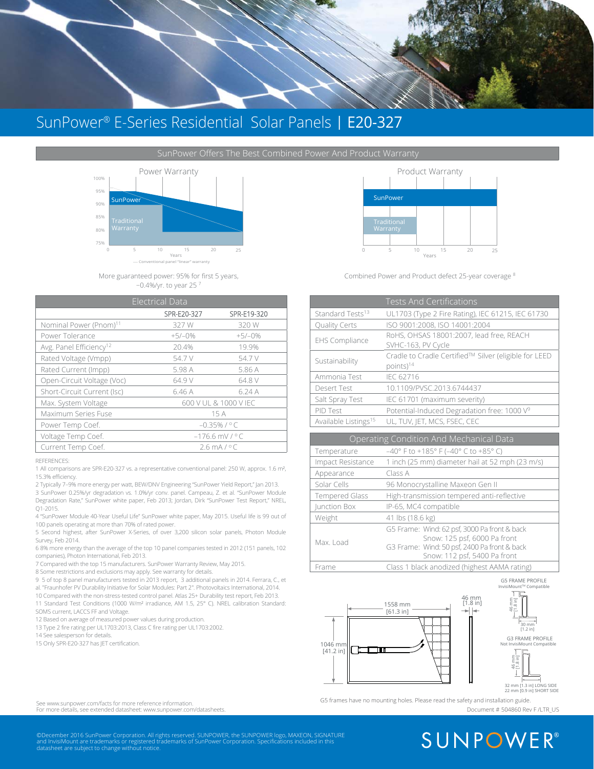# SunPower® E-Series Residential Solar Panels | E20-327

## SunPower Offers The Best Combined Power And Product Warranty

Power Warranty

100%
95%
90%
85%
80%
75%

SunPower
Traditional Warranty

0 5 10 15 20 25
Years

— Conventional panel "linear" warranty

More guaranteed power: 95% for first 5 years, −0.4%/yr. to year 25 [7]

Product Warranty

SunPower
Traditional Warranty

0 5 10 15 20 25
Years

Combined Power and Product defect 25-year coverage [8]

| Electrical Data | | |
|---|---|---|
| | SPR-E20-327 | SPR-E19-320 |
| Nominal Power (Pnom)[11] | 327 W | 320 W |
| Power Tolerance | +5/−0% | +5/−0% |
| Avg. Panel Efficiency[12] | 20.4% | 19.9% |
| Rated Voltage (Vmpp) | 54.7 V | 54.7 V |
| Rated Current (Impp) | 5.98 A | 5.86 A |
| Open-Circuit Voltage (Voc) | 64.9 V | 64.8 V |
| Short-Circuit Current (Isc) | 6.46 A | 6.24 A |
| Max. System Voltage | 600 V UL & 1000 V IEC | |
| Maximum Series Fuse | 15 A | |
| Power Temp Coef. | −0.35% / °C | |
| Voltage Temp Coef. | −176.6 mV / °C | |
| Current Temp Coef. | 2.6 mA / °C | |

| Tests And Certifications | |
|---|---|
| Standard Tests[13] | UL1703 (Type 2 Fire Rating), IEC 61215, IEC 61730 |
| Quality Certs | ISO 9001:2008, ISO 14001:2004 |
| EHS Compliance | RoHS, OHSAS 18001:2007, lead free, REACH SVHC-163, PV Cycle |
| Sustainability | Cradle to Cradle Certified™ Silver (eligible for LEED points)[14] |
| Ammonia Test | IEC 62716 |
| Desert Test | 10.1109/PVSC.2013.6744437 |
| Salt Spray Test | IEC 61701 (maximum severity) |
| PID Test | Potential-Induced Degradation free: 1000 V[9] |
| Available Listings[15] | UL, TUV, JET, MCS, FSEC, CEC |

| Operating Condition And Mechanical Data | |
|---|---|
| Temperature | −40° F to +185° F (−40° C to +85° C) |
| Impact Resistance | 1 inch (25 mm) diameter hail at 52 mph (23 m/s) |
| Appearance | Class A |
| Solar Cells | 96 Monocrystalline Maxeon Gen II |
| Tempered Glass | High-transmission tempered anti-reflective |
| Junction Box | IP-65, MC4 compatible |
| Weight | 41 lbs (18.6 kg) |
| Max. Load | G5 Frame: Wind: 62 psf, 3000 Pa front & back; Snow: 125 psf, 6000 Pa front; G3 Frame: Wind: 50 psf, 2400 Pa front & back; Snow: 112 psf, 5400 Pa front |
| Frame | Class 1 black anodized (highest AAMA rating) |

1558 mm [61.3 in]
1046 mm [41.2 in]
46 mm [1.8 in]

G5 FRAME PROFILE
InvisiMount™ Compatible
46 mm [1.8 in]
30 mm [1.2 in]

G3 FRAME PROFILE
Not InvisiMount Compatible
46 mm [1.8 in]
32 mm [1.3 in] LONG SIDE
22 mm [0.9 in] SHORT SIDE

G5 frames have no mounting holes. Please read the safety and installation guide.

REFERENCES:

1 All comparisons are SPR-E20-327 vs. a representative conventional panel: 250 W, approx. 1.6 m², 15.3% efficiency.
2 Typically 7–9% more energy per watt, BEW/DNV Engineering "SunPower Yield Report," Jan 2013.
3 SunPower 0.25%/yr degradation vs. 1.0%/yr conv. panel. Campeau, Z. et al. "SunPower Module Degradation Rate," SunPower white paper, Feb 2013; Jordan, Dirk "SunPower Test Report," NREL, Q1-2015.
4 "SunPower Module 40-Year Useful Life" SunPower white paper, May 2015. Useful life is 99 out of 100 panels operating at more than 70% of rated power.
5 Second highest, after SunPower X-Series, of over 3,200 silicon solar panels, Photon Module Survey, Feb 2014.
6 8% more energy than the average of the top 10 panel companies tested in 2012 (151 panels, 102 companies), Photon International, Feb 2013.
7 Compared with the top 15 manufacturers. SunPower Warranty Review, May 2015.
8 Some restrictions and exclusions may apply. See warranty for details.
9 5 of top 8 panel manufacturers tested in 2013 report, 3 additional panels in 2014. Ferrara, C., et al. "Fraunhofer PV Durability Initiative for Solar Modules: Part 2". Photovoltaics International, 2014.
10 Compared with the non-stress-tested control panel. Atlas 25+ Durability test report, Feb 2013.
11 Standard Test Conditions (1000 W/m² irradiance, AM 1.5, 25° C). NREL calibration Standard: SOMS current, LACCS FF and Voltage.
12 Based on average of measured power values during production.
13 Type 2 fire rating per UL1703:2013, Class C fire rating per UL1703:2002.
14 See salesperson for details.
15 Only SPR-E20-327 has JET certification.

See www.sunpower.com/facts for more reference information.
For more details, see extended datasheet: www.sunpower.com/datasheets.

Document # 504860 Rev F /LTR_US

©December 2016 SunPower Corporation. All rights reserved. SUNPOWER, the SUNPOWER logo, MAXEON, SIGNATURE and InvisiMount are trademarks or registered trademarks of SunPower Corporation. Specifications included in this datasheet are subject to change without notice.

SUNPOWER®